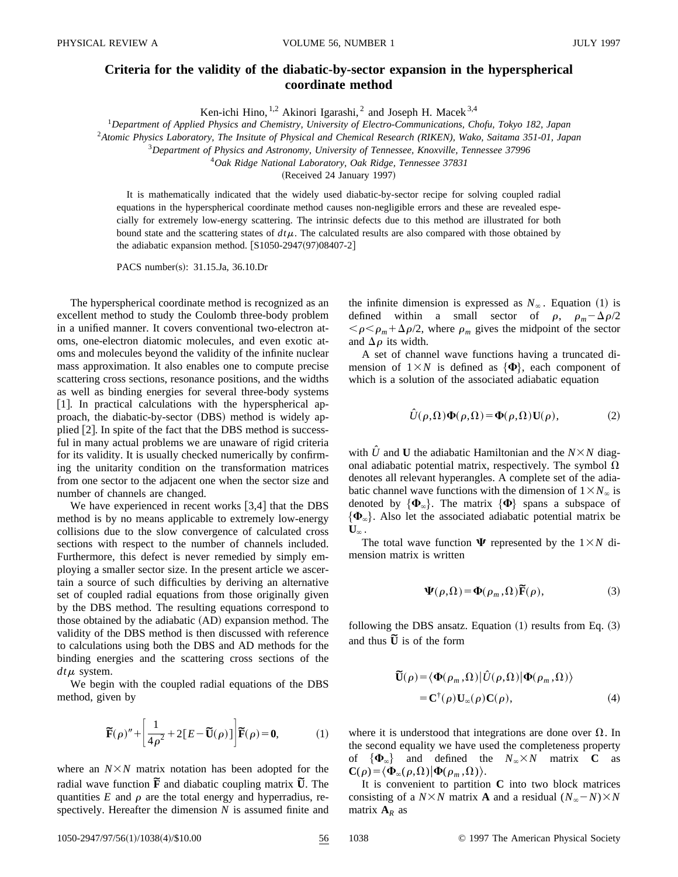# Criteria for the validity of the diabatic-by-sector expansion in the hyperspherical coordinate method

Ken-ichi Hino,[1,2] Akinori Igarashi,[2] and Joseph H. Macek[3,4]

[1]*Department of Applied Physics and Chemistry, University of Electro-Communications, Chofu, Tokyo 182, Japan*

[2]*Atomic Physics Laboratory, The Insitute of Physical and Chemical Research (RIKEN), Wako, Saitama 351-01, Japan*

[3]*Department of Physics and Astronomy, University of Tennessee, Knoxville, Tennessee 37996*

[4]*Oak Ridge National Laboratory, Oak Ridge, Tennessee 37831*

(Received 24 January 1997)

It is mathematically indicated that the widely used diabatic-by-sector recipe for solving coupled radial equations in the hyperspherical coordinate method causes non-negligible errors and these are revealed especially for extremely low-energy scattering. The intrinsic defects due to this method are illustrated for both bound state and the scattering states of $dt\mu$. The calculated results are also compared with those obtained by the adiabatic expansion method. [S1050-2947(97)08407-2]

PACS number(s): 31.15.Ja, 36.10.Dr

The hyperspherical coordinate method is recognized as an excellent method to study the Coulomb three-body problem in a unified manner. It covers conventional two-electron atoms, one-electron diatomic molecules, and even exotic atoms and molecules beyond the validity of the infinite nuclear mass approximation. It also enables one to compute precise scattering cross sections, resonance positions, and the widths as well as binding energies for several three-body systems [1]. In practical calculations with the hyperspherical approach, the diabatic-by-sector (DBS) method is widely applied [2]. In spite of the fact that the DBS method is successful in many actual problems we are unaware of rigid criteria for its validity. It is usually checked numerically by confirming the unitarity condition on the transformation matrices from one sector to the adjacent one when the sector size and number of channels are changed.

We have experienced in recent works [3,4] that the DBS method is by no means applicable to extremely low-energy collisions due to the slow convergence of calculated cross sections with respect to the number of channels included. Furthermore, this defect is never remedied by simply employing a smaller sector size. In the present article we ascertain a source of such difficulties by deriving an alternative set of coupled radial equations from those originally given by the DBS method. The resulting equations correspond to those obtained by the adiabatic (AD) expansion method. The validity of the DBS method is then discussed with reference to calculations using both the DBS and AD methods for the binding energies and the scattering cross sections of the $dt\mu$ system.

We begin with the coupled radial equations of the DBS method, given by

$$\widetilde{\mathbf{F}}(\rho)''+\left[\frac{1}{4\rho^2}+2[E-\widetilde{\mathbf{U}}(\rho)]\right]\widetilde{\mathbf{F}}(\rho)=\mathbf{0}, \tag{1}$$

where an $N\times N$ matrix notation has been adopted for the radial wave function $\widetilde{\mathbf{F}}$ and diabatic coupling matrix $\widetilde{\mathbf{U}}$. The quantities $E$ and $\rho$ are the total energy and hyperradius, respectively. Hereafter the dimension $N$ is assumed finite and the infinite dimension is expressed as $N_\infty$. Equation (1) is defined within a small sector of $\rho$, $\rho_m-\Delta\rho/2<\rho<\rho_m+\Delta\rho/2$, where $\rho_m$ gives the midpoint of the sector and $\Delta\rho$ its width.

A set of channel wave functions having a truncated dimension of $1\times N$ is defined as $\{\mathbf{\Phi}\}$, each component of which is a solution of the associated adiabatic equation

$$\hat{U}(\rho,\Omega)\mathbf{\Phi}(\rho,\Omega)=\mathbf{\Phi}(\rho,\Omega)\mathbf{U}(\rho), \tag{2}$$

with $\hat{U}$ and $\mathbf{U}$ the adiabatic Hamiltonian and the $N\times N$ diagonal adiabatic potential matrix, respectively. The symbol $\Omega$ denotes all relevant hyperangles. A complete set of the adiabatic channel wave functions with the dimension of $1\times N_\infty$ is denoted by $\{\mathbf{\Phi}_\infty\}$. The matrix $\{\mathbf{\Phi}\}$ spans a subspace of $\{\mathbf{\Phi}_\infty\}$. Also let the associated adiabatic potential matrix be $\mathbf{U}_\infty$.

The total wave function $\mathbf{\Psi}$ represented by the $1\times N$ dimension matrix is written

$$\mathbf{\Psi}(\rho,\Omega)=\mathbf{\Phi}(\rho_m,\Omega)\widetilde{\mathbf{F}}(\rho), \tag{3}$$

following the DBS ansatz. Equation (1) results from Eq. (3) and thus $\widetilde{\mathbf{U}}$ is of the form

$$\begin{aligned}\widetilde{\mathbf{U}}(\rho)&=\langle\mathbf{\Phi}(\rho_m,\Omega)|\hat{U}(\rho,\Omega)|\mathbf{\Phi}(\rho_m,\Omega)\rangle\\&=\mathbf{C}^\dagger(\rho)\mathbf{U}_\infty(\rho)\mathbf{C}(\rho),\end{aligned} \tag{4}$$

where it is understood that integrations are done over $\Omega$. In the second equality we have used the completeness property of $\{\mathbf{\Phi}_\infty\}$ and defined the $N_\infty\times N$ matrix $\mathbf{C}$ as $\mathbf{C}(\rho)=\langle\mathbf{\Phi}_\infty(\rho,\Omega)|\mathbf{\Phi}(\rho_m,\Omega)\rangle$.

It is convenient to partition $\mathbf{C}$ into two block matrices consisting of a $N\times N$ matrix $\mathbf{A}$ and a residual $(N_\infty-N)\times N$ matrix $\mathbf{A}_R$ as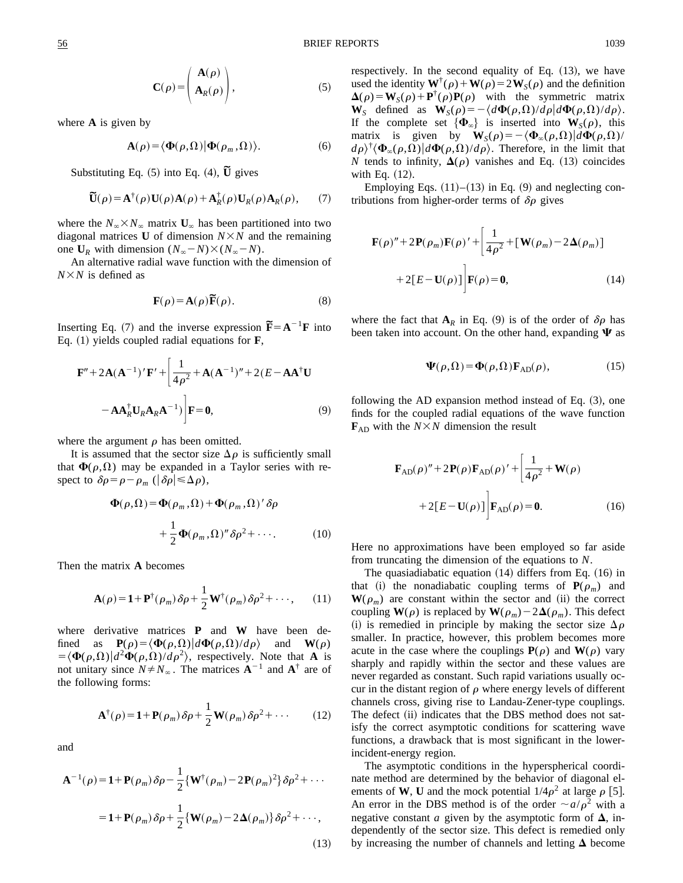$$\mathbf{C}(\rho) = \begin{pmatrix} \mathbf{A}(\rho) \\ \mathbf{A}_R(\rho) \end{pmatrix}, \tag{5}$$

where $\mathbf{A}$ is given by

$$\mathbf{A}(\rho) = \langle \mathbf{\Phi}(\rho,\Omega) | \mathbf{\Phi}(\rho_m,\Omega) \rangle. \tag{6}$$

Substituting Eq. (5) into Eq. (4), $\tilde{\mathbf{U}}$ gives

$$\tilde{\mathbf{U}}(\rho) = \mathbf{A}^\dagger(\rho)\mathbf{U}(\rho)\mathbf{A}(\rho) + \mathbf{A}_R^\dagger(\rho)\mathbf{U}_R(\rho)\mathbf{A}_R(\rho), \tag{7}$$

where the $N_\infty \times N_\infty$ matrix $\mathbf{U}_\infty$ has been partitioned into two diagonal matrices $\mathbf{U}$ of dimension $N \times N$ and the remaining one $\mathbf{U}_R$ with dimension $(N_\infty - N) \times (N_\infty - N)$.

An alternative radial wave function with the dimension of $N \times N$ is defined as

$$\mathbf{F}(\rho) = \mathbf{A}(\rho)\tilde{\mathbf{F}}(\rho). \tag{8}$$

Inserting Eq. (7) and the inverse expression $\tilde{\mathbf{F}} = \mathbf{A}^{-1}\mathbf{F}$ into Eq. (1) yields coupled radial equations for $\mathbf{F}$,

$$\mathbf{F}'' + 2\mathbf{A}(\mathbf{A}^{-1})'\mathbf{F}' + \left[ \frac{1}{4\rho^2} + \mathbf{A}(\mathbf{A}^{-1})'' + 2(E - \mathbf{A}\mathbf{A}^\dagger\mathbf{U} - \mathbf{A}\mathbf{A}_R^\dagger\mathbf{U}_R\mathbf{A}_R\mathbf{A}^{-1}) \right]\mathbf{F} = \mathbf{0}, \tag{9}$$

where the argument $\rho$ has been omitted.

It is assumed that the sector size $\Delta\rho$ is sufficiently small that $\mathbf{\Phi}(\rho,\Omega)$ may be expanded in a Taylor series with respect to $\delta\rho = \rho - \rho_m$ ($|\delta\rho| \leqslant \Delta\rho$),

$$\mathbf{\Phi}(\rho,\Omega) = \mathbf{\Phi}(\rho_m,\Omega) + \mathbf{\Phi}(\rho_m,\Omega)'\,\delta\rho + \frac{1}{2}\mathbf{\Phi}(\rho_m,\Omega)''\,\delta\rho^2 + \cdots. \tag{10}$$

Then the matrix $\mathbf{A}$ becomes

$$\mathbf{A}(\rho) = \mathbf{1} + \mathbf{P}^\dagger(\rho_m)\,\delta\rho + \frac{1}{2}\mathbf{W}^\dagger(\rho_m)\,\delta\rho^2 + \cdots, \tag{11}$$

where derivative matrices $\mathbf{P}$ and $\mathbf{W}$ have been defined as $\mathbf{P}(\rho) = \langle \mathbf{\Phi}(\rho,\Omega) | d\mathbf{\Phi}(\rho,\Omega)/d\rho \rangle$ and $\mathbf{W}(\rho) = \langle \mathbf{\Phi}(\rho,\Omega) | d^2\mathbf{\Phi}(\rho,\Omega)/d\rho^2 \rangle$, respectively. Note that $\mathbf{A}$ is not unitary since $N \neq N_\infty$. The matrices $\mathbf{A}^{-1}$ and $\mathbf{A}^\dagger$ are of the following forms:

$$\mathbf{A}^\dagger(\rho) = \mathbf{1} + \mathbf{P}(\rho_m)\,\delta\rho + \frac{1}{2}\mathbf{W}(\rho_m)\,\delta\rho^2 + \cdots \tag{12}$$

and

$$\mathbf{A}^{-1}(\rho) = \mathbf{1} + \mathbf{P}(\rho_m)\,\delta\rho - \frac{1}{2}\{\mathbf{W}^\dagger(\rho_m) - 2\mathbf{P}(\rho_m)^2\}\,\delta\rho^2 + \cdots = \mathbf{1} + \mathbf{P}(\rho_m)\,\delta\rho + \frac{1}{2}\{\mathbf{W}(\rho_m) - 2\mathbf{\Delta}(\rho_m)\}\,\delta\rho^2 + \cdots, \tag{13}$$

respectively. In the second equality of Eq. (13), we have used the identity $\mathbf{W}^\dagger(\rho) + \mathbf{W}(\rho) = 2\mathbf{W}_S(\rho)$ and the definition $\mathbf{\Delta}(\rho) = \mathbf{W}_S(\rho) + \mathbf{P}^\dagger(\rho)\mathbf{P}(\rho)$ with the symmetric matrix $\mathbf{W}_S$ defined as $\mathbf{W}_S(\rho) = -\langle d\mathbf{\Phi}(\rho,\Omega)/d\rho | d\mathbf{\Phi}(\rho,\Omega)/d\rho \rangle$. If the complete set $\{\mathbf{\Phi}_\infty\}$ is inserted into $\mathbf{W}_S(\rho)$, this matrix is given by $\mathbf{W}_S(\rho) = -\langle \mathbf{\Phi}_\infty(\rho,\Omega) | d\mathbf{\Phi}(\rho,\Omega)/d\rho \rangle^\dagger \langle \mathbf{\Phi}_\infty(\rho,\Omega) | d\mathbf{\Phi}(\rho,\Omega)/d\rho \rangle$. Therefore, in the limit that $N$ tends to infinity, $\mathbf{\Delta}(\rho)$ vanishes and Eq. (13) coincides with Eq. (12).

Employing Eqs. (11)–(13) in Eq. (9) and neglecting contributions from higher-order terms of $\delta\rho$ gives

$$\mathbf{F}(\rho)'' + 2\mathbf{P}(\rho_m)\mathbf{F}(\rho)' + \left[ \frac{1}{4\rho^2} + [\mathbf{W}(\rho_m) - 2\mathbf{\Delta}(\rho_m)] + 2[E - \mathbf{U}(\rho)] \right]\mathbf{F}(\rho) = \mathbf{0}, \tag{14}$$

where the fact that $\mathbf{A}_R$ in Eq. (9) is of the order of $\delta\rho$ has been taken into account. On the other hand, expanding $\mathbf{\Psi}$ as

$$\mathbf{\Psi}(\rho,\Omega) = \mathbf{\Phi}(\rho,\Omega)\mathbf{F}_{\mathrm{AD}}(\rho), \tag{15}$$

following the AD expansion method instead of Eq. (3), one finds for the coupled radial equations of the wave function $\mathbf{F}_{\mathrm{AD}}$ with the $N \times N$ dimension the result

$$\mathbf{F}_{\mathrm{AD}}(\rho)'' + 2\mathbf{P}(\rho)\mathbf{F}_{\mathrm{AD}}(\rho)' + \left[ \frac{1}{4\rho^2} + \mathbf{W}(\rho) + 2[E - \mathbf{U}(\rho)] \right]\mathbf{F}_{\mathrm{AD}}(\rho) = \mathbf{0}. \tag{16}$$

Here no approximations have been employed so far aside from truncating the dimension of the equations to $N$.

The quasiadiabatic equation (14) differs from Eq. (16) in that (i) the nonadiabatic coupling terms of $\mathbf{P}(\rho_m)$ and $\mathbf{W}(\rho_m)$ are constant within the sector and (ii) the correct coupling $\mathbf{W}(\rho)$ is replaced by $\mathbf{W}(\rho_m) - 2\mathbf{\Delta}(\rho_m)$. This defect (i) is remedied in principle by making the sector size $\Delta\rho$ smaller. In practice, however, this problem becomes more acute in the case where the couplings $\mathbf{P}(\rho)$ and $\mathbf{W}(\rho)$ vary sharply and rapidly within the sector and these values are never regarded as constant. Such rapid variations usually occur in the distant region of $\rho$ where energy levels of different channels cross, giving rise to Landau-Zener-type couplings. The defect (ii) indicates that the DBS method does not satisfy the correct asymptotic conditions for scattering wave functions, a drawback that is most significant in the lower-incident-energy region.

The asymptotic conditions in the hyperspherical coordinate method are determined by the behavior of diagonal elements of $\mathbf{W}$, $\mathbf{U}$ and the mock potential $1/4\rho^2$ at large $\rho$ [5]. An error in the DBS method is of the order $\sim a/\rho^2$ with a negative constant $a$ given by the asymptotic form of $\mathbf{\Delta}$, independently of the sector size. This defect is remedied only by increasing the number of channels and letting $\mathbf{\Delta}$ become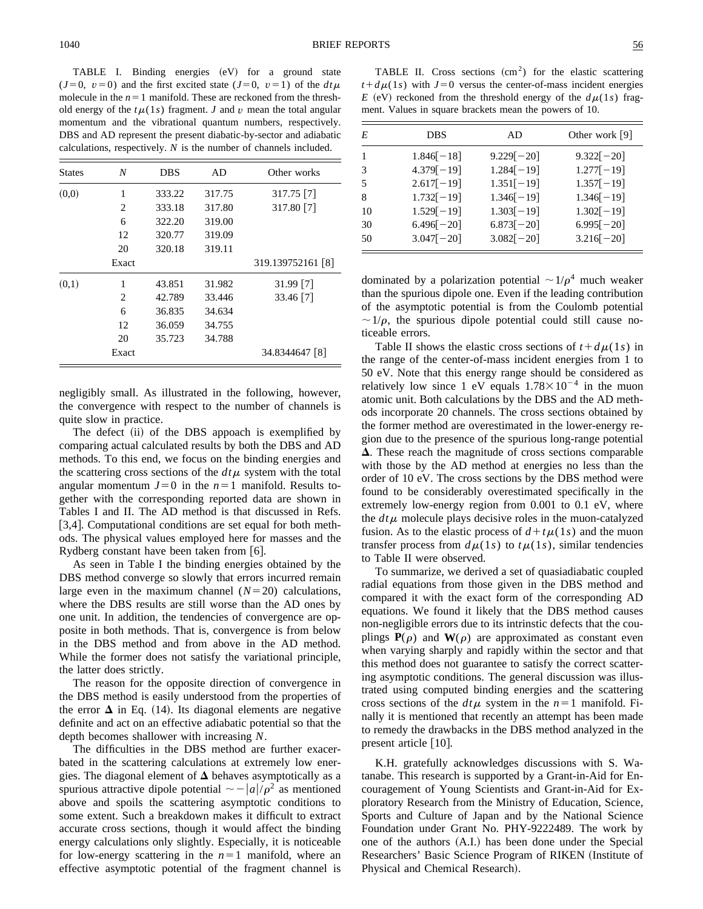TABLE I. Binding energies (eV) for a ground state ($J=0$, $v=0$) and the first excited state ($J=0$, $v=1$) of the $dt\mu$ molecule in the $n=1$ manifold. These are reckoned from the threshold energy of the $t\mu(1s)$ fragment. $J$ and $v$ mean the total angular momentum and the vibrational quantum numbers, respectively. DBS and AD represent the present diabatic-by-sector and adiabatic calculations, respectively. $N$ is the number of channels included.

| States | $N$ | DBS | AD | Other works |
|---|---|---|---|---|
| (0,0) | 1 | 333.22 | 317.75 | 317.75 [7] |
| | 2 | 333.18 | 317.80 | 317.80 [7] |
| | 6 | 322.20 | 319.00 | |
| | 12 | 320.77 | 319.09 | |
| | 20 | 320.18 | 319.11 | |
| | Exact | | | 319.139752161 [8] |
| (0,1) | 1 | 43.851 | 31.982 | 31.99 [7] |
| | 2 | 42.789 | 33.446 | 33.46 [7] |
| | 6 | 36.835 | 34.634 | |
| | 12 | 36.059 | 34.755 | |
| | 20 | 35.723 | 34.788 | |
| | Exact | | | 34.8344647 [8] |

negligibly small. As illustrated in the following, however, the convergence with respect to the number of channels is quite slow in practice.

The defect (ii) of the DBS appoach is exemplified by comparing actual calculated results by both the DBS and AD methods. To this end, we focus on the binding energies and the scattering cross sections of the $dt\mu$ system with the total angular momentum $J=0$ in the $n=1$ manifold. Results together with the corresponding reported data are shown in Tables I and II. The AD method is that discussed in Refs. [3,4]. Computational conditions are set equal for both methods. The physical values employed here for masses and the Rydberg constant have been taken from [6].

As seen in Table I the binding energies obtained by the DBS method converge so slowly that errors incurred remain large even in the maximum channel ($N=20$) calculations, where the DBS results are still worse than the AD ones by one unit. In addition, the tendencies of convergence are opposite in both methods. That is, convergence is from below in the DBS method and from above in the AD method. While the former does not satisfy the variational principle, the latter does strictly.

The reason for the opposite direction of convergence in the DBS method is easily understood from the properties of the error $\mathbf{\Delta}$ in Eq. (14). Its diagonal elements are negative definite and act on an effective adiabatic potential so that the depth becomes shallower with increasing $N$.

The difficulties in the DBS method are further exacerbated in the scattering calculations at extremely low energies. The diagonal element of $\mathbf{\Delta}$ behaves asymptotically as a spurious attractive dipole potential $\sim -|a|/\rho^2$ as mentioned above and spoils the scattering asymptotic conditions to some extent. Such a breakdown makes it difficult to extract accurate cross sections, though it would affect the binding energy calculations only slightly. Especially, it is noticeable for low-energy scattering in the $n=1$ manifold, where an effective asymptotic potential of the fragment channel is dominated by a polarization potential $\sim 1/\rho^4$ much weaker than the spurious dipole one. Even if the leading contribution of the asymptotic potential is from the Coulomb potential $\sim 1/\rho$, the spurious dipole potential could still cause noticeable errors.

TABLE II. Cross sections ($\mathrm{cm}^2$) for the elastic scattering $t+d\mu(1s)$ with $J=0$ versus the center-of-mass incident energies $E$ (eV) reckoned from the threshold energy of the $d\mu(1s)$ fragment. Values in square brackets mean the powers of 10.

| $E$ | DBS | AD | Other work [9] |
|---|---|---|---|
| 1 | 1.846[−18] | 9.229[−20] | 9.322[−20] |
| 3 | 4.379[−19] | 1.284[−19] | 1.277[−19] |
| 5 | 2.617[−19] | 1.351[−19] | 1.357[−19] |
| 8 | 1.732[−19] | 1.346[−19] | 1.346[−19] |
| 10 | 1.529[−19] | 1.303[−19] | 1.302[−19] |
| 30 | 6.496[−20] | 6.873[−20] | 6.995[−20] |
| 50 | 3.047[−20] | 3.082[−20] | 3.216[−20] |

Table II shows the elastic cross sections of $t+d\mu(1s)$ in the range of the center-of-mass incident energies from 1 to 50 eV. Note that this energy range should be considered as relatively low since 1 eV equals $1.78\times10^{-4}$ in the muon atomic unit. Both calculations by the DBS and the AD methods incorporate 20 channels. The cross sections obtained by the former method are overestimated in the lower-energy region due to the presence of the spurious long-range potential $\mathbf{\Delta}$. These reach the magnitude of cross sections comparable with those by the AD method at energies no less than the order of 10 eV. The cross sections by the DBS method were found to be considerably overestimated specifically in the extremely low-energy region from 0.001 to 0.1 eV, where the $dt\mu$ molecule plays decisive roles in the muon-catalyzed fusion. As to the elastic process of $d+t\mu(1s)$ and the muon transfer process from $d\mu(1s)$ to $t\mu(1s)$, similar tendencies to Table II were observed.

To summarize, we derived a set of quasiadiabatic coupled radial equations from those given in the DBS method and compared it with the exact form of the corresponding AD equations. We found it likely that the DBS method causes non-negligible errors due to its intrinstic defects that the couplings $\mathbf{P}(\rho)$ and $\mathbf{W}(\rho)$ are approximated as constant even when varying sharply and rapidly within the sector and that this method does not guarantee to satisfy the correct scattering asymptotic conditions. The general discussion was illustrated using computed binding energies and the scattering cross sections of the $dt\mu$ system in the $n=1$ manifold. Finally it is mentioned that recently an attempt has been made to remedy the drawbacks in the DBS method analyzed in the present article [10].

K.H. gratefully acknowledges discussions with S. Watanabe. This research is supported by a Grant-in-Aid for Encouragement of Young Scientists and Grant-in-Aid for Exploratory Research from the Ministry of Education, Science, Sports and Culture of Japan and by the National Science Foundation under Grant No. PHY-9222489. The work by one of the authors (A.I.) has been done under the Special Researchers' Basic Science Program of RIKEN (Institute of Physical and Chemical Research).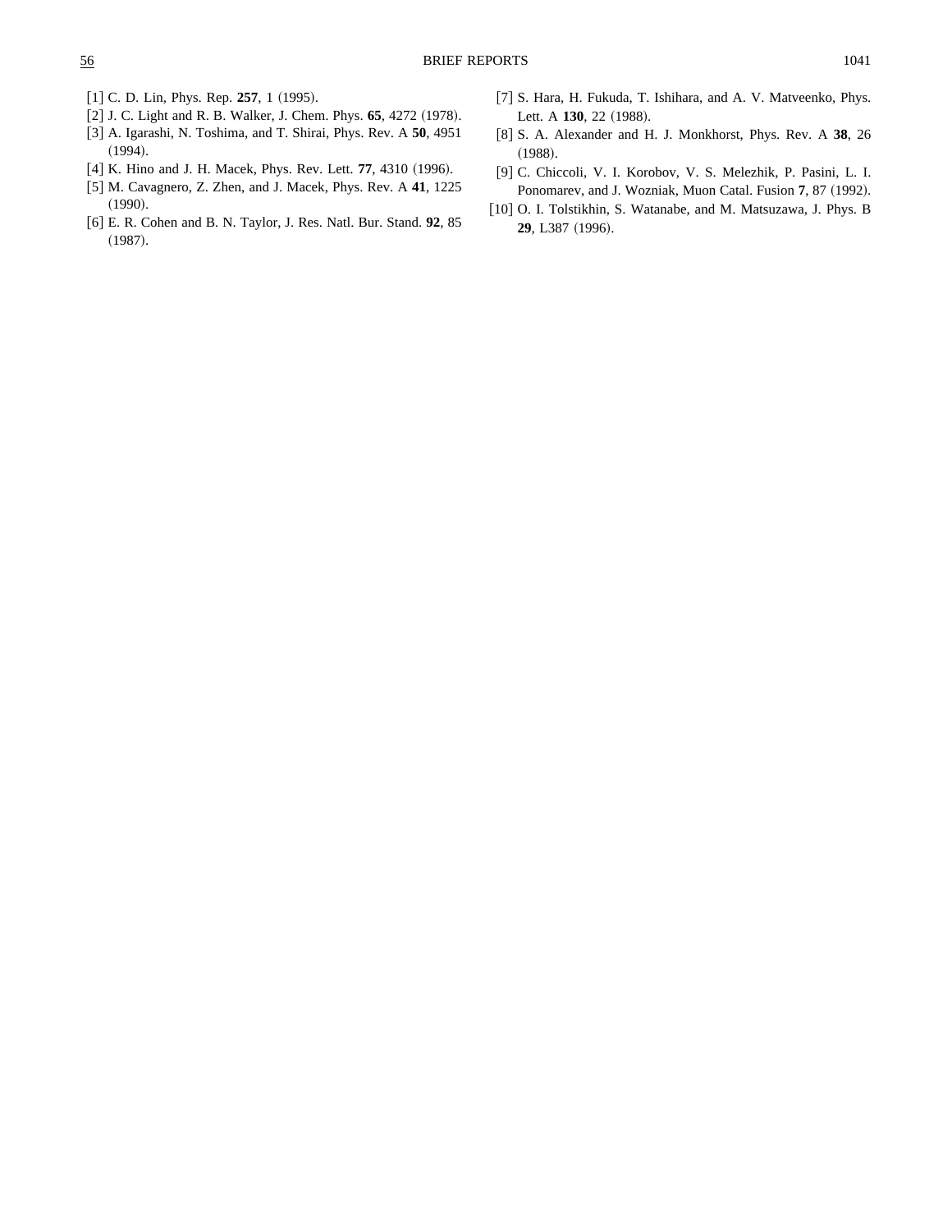[1] C. D. Lin, Phys. Rep. **257**, 1 (1995).

[2] J. C. Light and R. B. Walker, J. Chem. Phys. **65**, 4272 (1978).

[3] A. Igarashi, N. Toshima, and T. Shirai, Phys. Rev. A **50**, 4951 (1994).

[4] K. Hino and J. H. Macek, Phys. Rev. Lett. **77**, 4310 (1996).

[5] M. Cavagnero, Z. Zhen, and J. Macek, Phys. Rev. A **41**, 1225 (1990).

[6] E. R. Cohen and B. N. Taylor, J. Res. Natl. Bur. Stand. **92**, 85 (1987).

[7] S. Hara, H. Fukuda, T. Ishihara, and A. V. Matveenko, Phys. Lett. A **130**, 22 (1988).

[8] S. A. Alexander and H. J. Monkhorst, Phys. Rev. A **38**, 26 (1988).

[9] C. Chiccoli, V. I. Korobov, V. S. Melezhik, P. Pasini, L. I. Ponomarev, and J. Wozniak, Muon Catal. Fusion **7**, 87 (1992).

[10] O. I. Tolstikhin, S. Watanabe, and M. Matsuzawa, J. Phys. B **29**, L387 (1996).